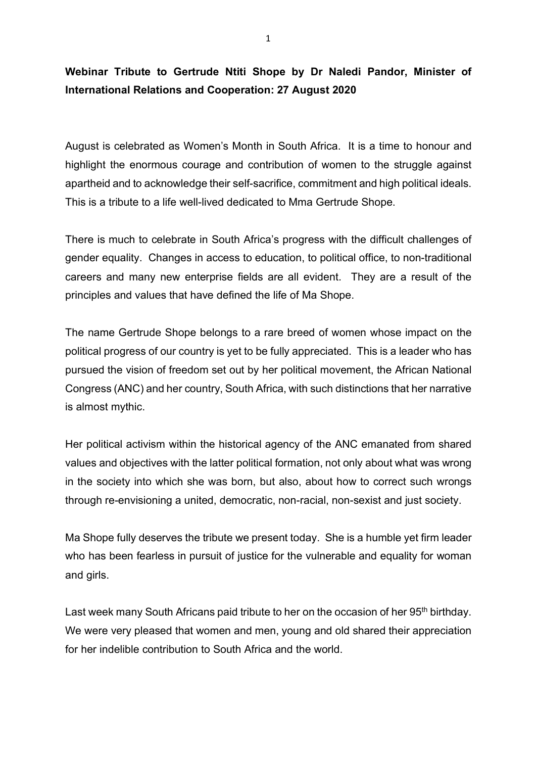**Webinar Tribute to Gertrude Ntiti Shope by Dr Naledi Pandor, Minister of International Relations and Cooperation: 27 August 2020**

August is celebrated as Women's Month in South Africa. It is a time to honour and highlight the enormous courage and contribution of women to the struggle against apartheid and to acknowledge their self-sacrifice, commitment and high political ideals. This is a tribute to a life well-lived dedicated to Mma Gertrude Shope.

There is much to celebrate in South Africa's progress with the difficult challenges of gender equality. Changes in access to education, to political office, to non-traditional careers and many new enterprise fields are all evident. They are a result of the principles and values that have defined the life of Ma Shope.

The name Gertrude Shope belongs to a rare breed of women whose impact on the political progress of our country is yet to be fully appreciated. This is a leader who has pursued the vision of freedom set out by her political movement, the African National Congress (ANC) and her country, South Africa, with such distinctions that her narrative is almost mythic.

Her political activism within the historical agency of the ANC emanated from shared values and objectives with the latter political formation, not only about what was wrong in the society into which she was born, but also, about how to correct such wrongs through re-envisioning a united, democratic, non-racial, non-sexist and just society.

Ma Shope fully deserves the tribute we present today. She is a humble yet firm leader who has been fearless in pursuit of justice for the vulnerable and equality for woman and girls.

Last week many South Africans paid tribute to her on the occasion of her 95th birthday. We were very pleased that women and men, young and old shared their appreciation for her indelible contribution to South Africa and the world.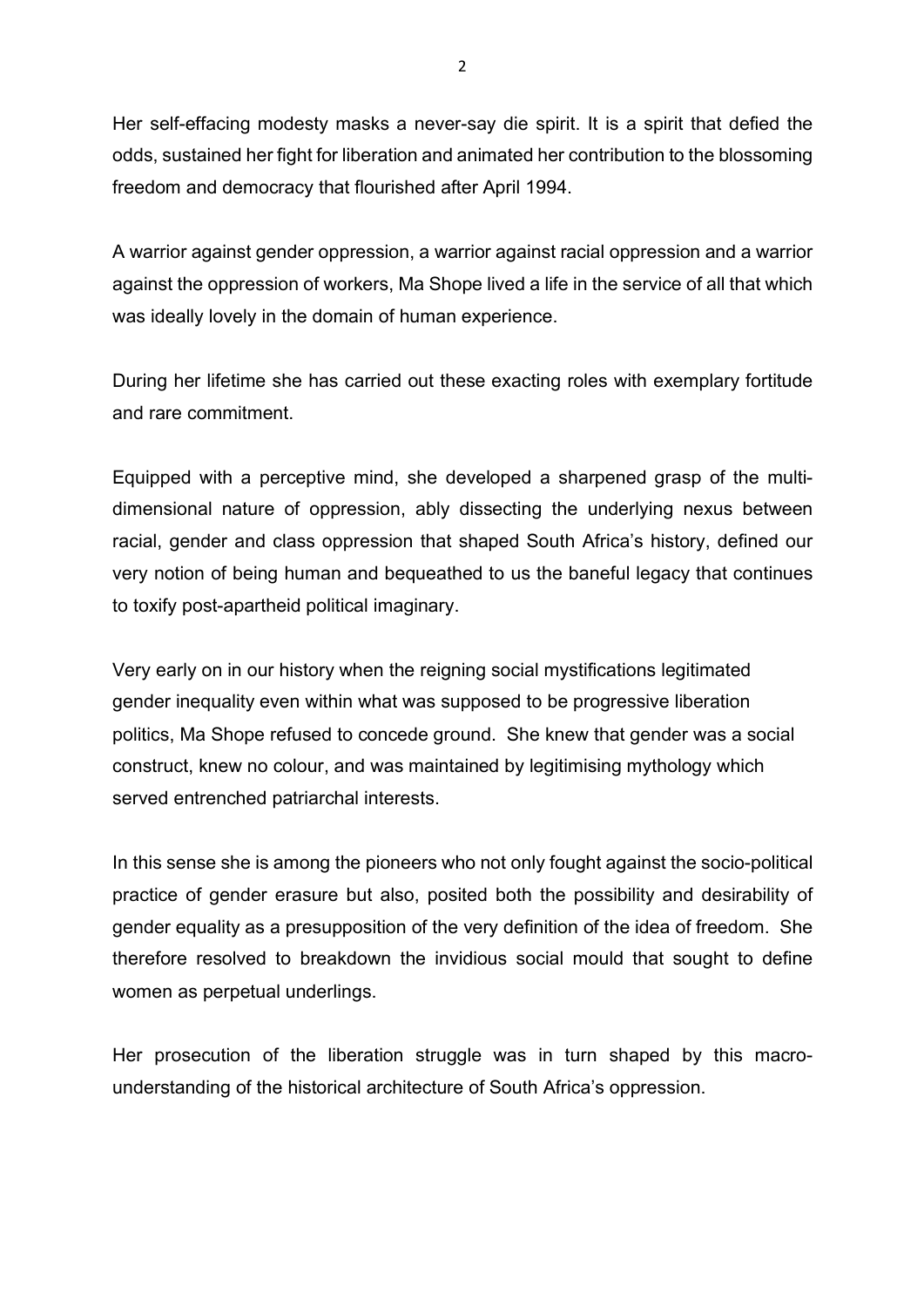Her self-effacing modesty masks a never-say die spirit. It is a spirit that defied the odds, sustained her fight for liberation and animated her contribution to the blossoming freedom and democracy that flourished after April 1994.

A warrior against gender oppression, a warrior against racial oppression and a warrior against the oppression of workers, Ma Shope lived a life in the service of all that which was ideally lovely in the domain of human experience.

During her lifetime she has carried out these exacting roles with exemplary fortitude and rare commitment.

Equipped with a perceptive mind, she developed a sharpened grasp of the multi-dimensional nature of oppression, ably dissecting the underlying nexus between racial, gender and class oppression that shaped South Africa's history, defined our very notion of being human and bequeathed to us the baneful legacy that continues to toxify post-apartheid political imaginary.

Very early on in our history when the reigning social mystifications legitimated gender inequality even within what was supposed to be progressive liberation politics, Ma Shope refused to concede ground. She knew that gender was a social construct, knew no colour, and was maintained by legitimising mythology which served entrenched patriarchal interests.

In this sense she is among the pioneers who not only fought against the socio-political practice of gender erasure but also, posited both the possibility and desirability of gender equality as a presupposition of the very definition of the idea of freedom. She therefore resolved to breakdown the invidious social mould that sought to define women as perpetual underlings.

Her prosecution of the liberation struggle was in turn shaped by this macro-understanding of the historical architecture of South Africa's oppression.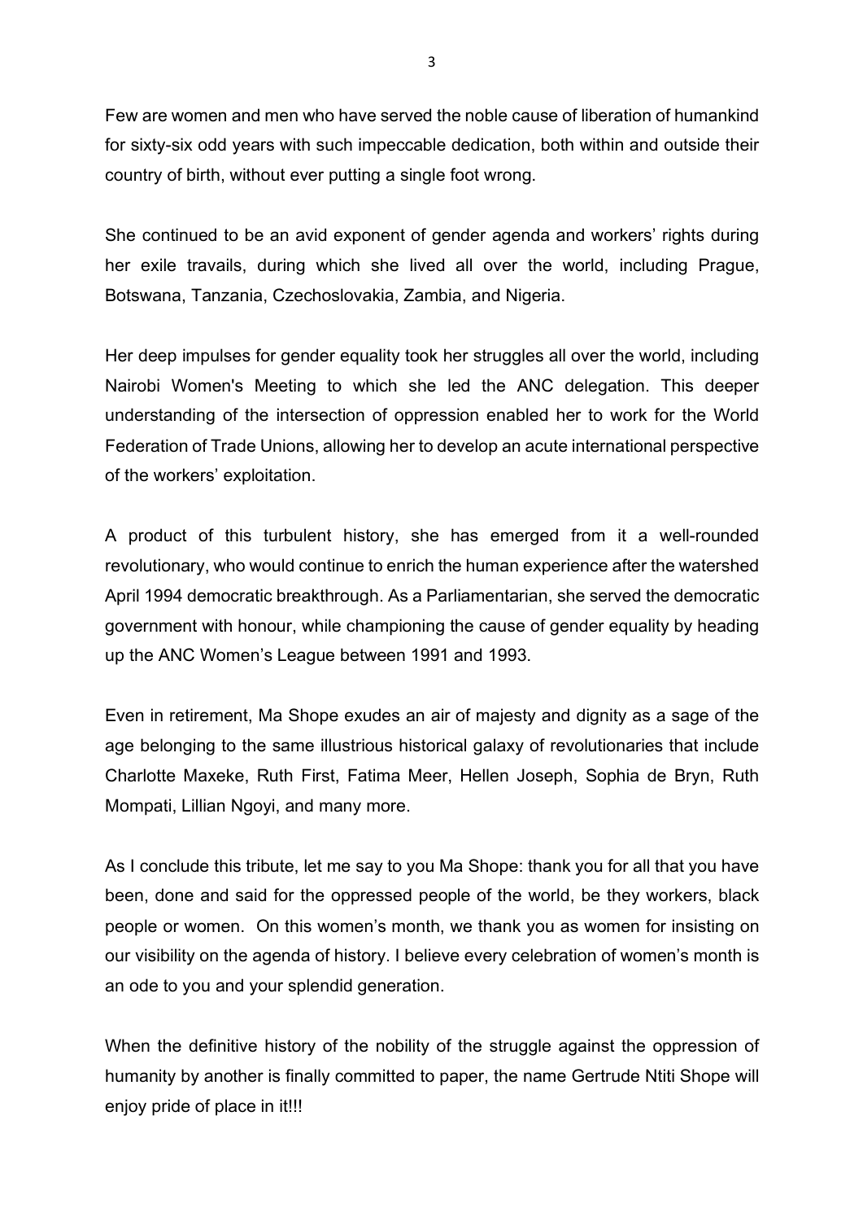Few are women and men who have served the noble cause of liberation of humankind for sixty-six odd years with such impeccable dedication, both within and outside their country of birth, without ever putting a single foot wrong.

She continued to be an avid exponent of gender agenda and workers' rights during her exile travails, during which she lived all over the world, including Prague, Botswana, Tanzania, Czechoslovakia, Zambia, and Nigeria.

Her deep impulses for gender equality took her struggles all over the world, including Nairobi Women's Meeting to which she led the ANC delegation. This deeper understanding of the intersection of oppression enabled her to work for the World Federation of Trade Unions, allowing her to develop an acute international perspective of the workers' exploitation.

A product of this turbulent history, she has emerged from it a well-rounded revolutionary, who would continue to enrich the human experience after the watershed April 1994 democratic breakthrough. As a Parliamentarian, she served the democratic government with honour, while championing the cause of gender equality by heading up the ANC Women's League between 1991 and 1993.

Even in retirement, Ma Shope exudes an air of majesty and dignity as a sage of the age belonging to the same illustrious historical galaxy of revolutionaries that include Charlotte Maxeke, Ruth First, Fatima Meer, Hellen Joseph, Sophia de Bryn, Ruth Mompati, Lillian Ngoyi, and many more.

As I conclude this tribute, let me say to you Ma Shope: thank you for all that you have been, done and said for the oppressed people of the world, be they workers, black people or women. On this women's month, we thank you as women for insisting on our visibility on the agenda of history. I believe every celebration of women's month is an ode to you and your splendid generation.

When the definitive history of the nobility of the struggle against the oppression of humanity by another is finally committed to paper, the name Gertrude Ntiti Shope will enjoy pride of place in it!!!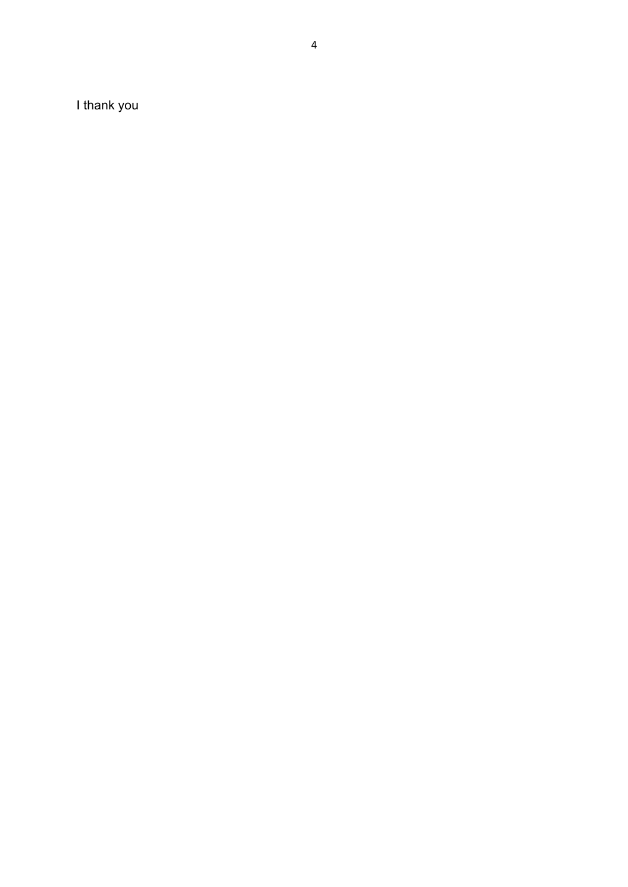I thank you